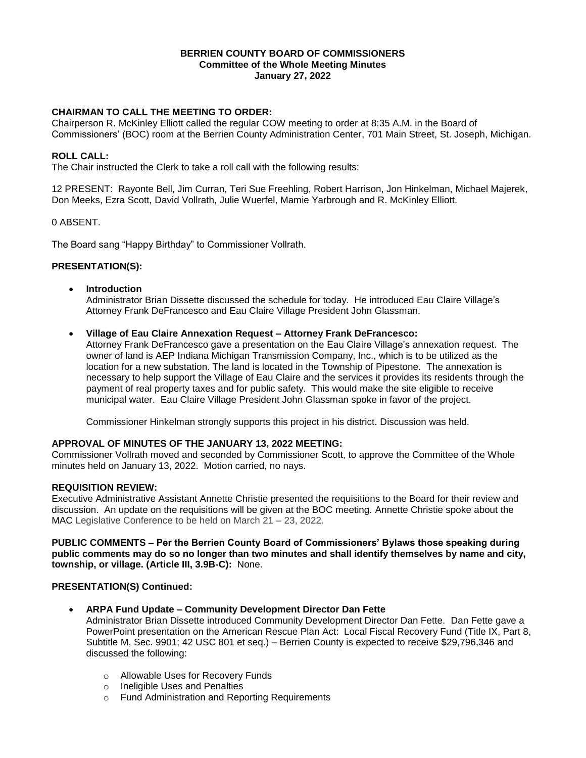**BERRIEN COUNTY BOARD OF COMMISSIONERS**
**Committee of the Whole Meeting Minutes**
**January 27, 2022**

**CHAIRMAN TO CALL THE MEETING TO ORDER:**
Chairperson R. McKinley Elliott called the regular COW meeting to order at 8:35 A.M. in the Board of Commissioners' (BOC) room at the Berrien County Administration Center, 701 Main Street, St. Joseph, Michigan.

**ROLL CALL:**
The Chair instructed the Clerk to take a roll call with the following results:

12 PRESENT: Rayonte Bell, Jim Curran, Teri Sue Freehling, Robert Harrison, Jon Hinkelman, Michael Majerek, Don Meeks, Ezra Scott, David Vollrath, Julie Wuerfel, Mamie Yarbrough and R. McKinley Elliott.

0 ABSENT.

The Board sang "Happy Birthday" to Commissioner Vollrath.

**PRESENTATION(S):**

- **Introduction**
  Administrator Brian Dissette discussed the schedule for today. He introduced Eau Claire Village's Attorney Frank DeFrancesco and Eau Claire Village President John Glassman.

- **Village of Eau Claire Annexation Request – Attorney Frank DeFrancesco:**
  Attorney Frank DeFrancesco gave a presentation on the Eau Claire Village's annexation request. The owner of land is AEP Indiana Michigan Transmission Company, Inc., which is to be utilized as the location for a new substation. The land is located in the Township of Pipestone. The annexation is necessary to help support the Village of Eau Claire and the services it provides its residents through the payment of real property taxes and for public safety. This would make the site eligible to receive municipal water. Eau Claire Village President John Glassman spoke in favor of the project.

  Commissioner Hinkelman strongly supports this project in his district. Discussion was held.

**APPROVAL OF MINUTES OF THE JANUARY 13, 2022 MEETING:**
Commissioner Vollrath moved and seconded by Commissioner Scott, to approve the Committee of the Whole minutes held on January 13, 2022. Motion carried, no nays.

**REQUISITION REVIEW:**
Executive Administrative Assistant Annette Christie presented the requisitions to the Board for their review and discussion. An update on the requisitions will be given at the BOC meeting. Annette Christie spoke about the MAC Legislative Conference to be held on March 21 – 23, 2022.

**PUBLIC COMMENTS – Per the Berrien County Board of Commissioners' Bylaws those speaking during public comments may do so no longer than two minutes and shall identify themselves by name and city, township, or village. (Article III, 3.9B-C):** None.

**PRESENTATION(S) Continued:**

- **ARPA Fund Update – Community Development Director Dan Fette**
  Administrator Brian Dissette introduced Community Development Director Dan Fette. Dan Fette gave a PowerPoint presentation on the American Rescue Plan Act: Local Fiscal Recovery Fund (Title IX, Part 8, Subtitle M, Sec. 9901; 42 USC 801 et seq.) – Berrien County is expected to receive $29,796,346 and discussed the following:

  - Allowable Uses for Recovery Funds
  - Ineligible Uses and Penalties
  - Fund Administration and Reporting Requirements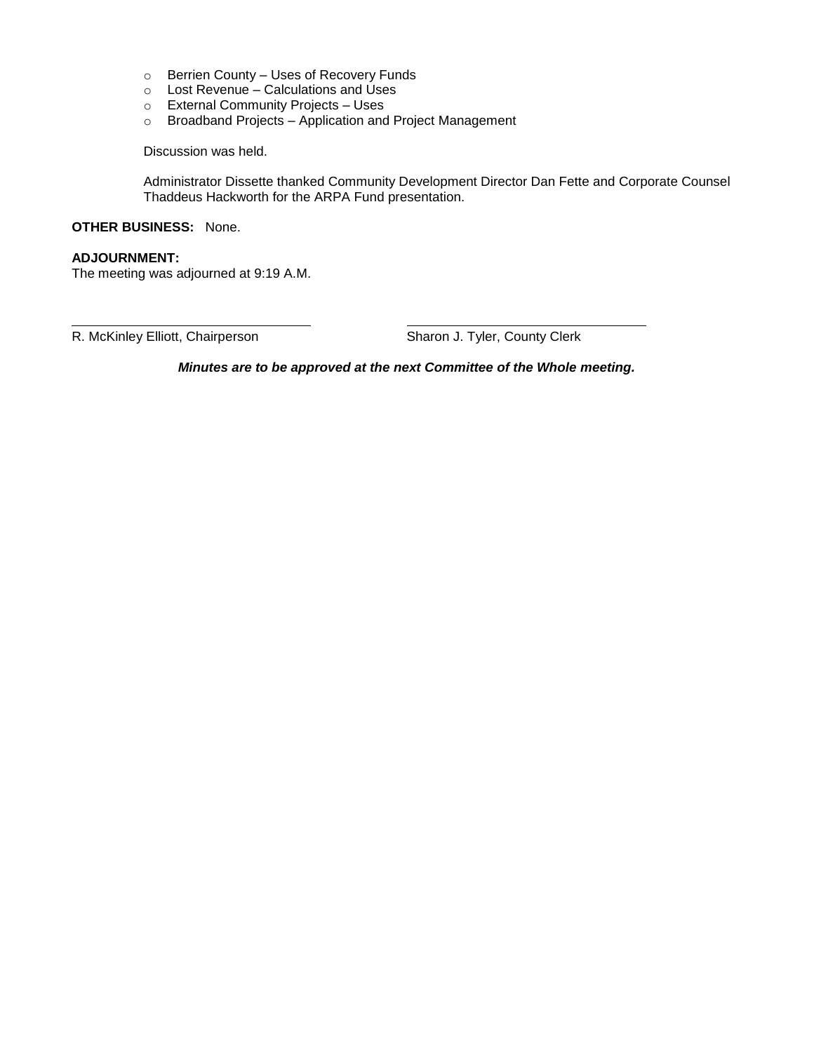- Berrien County – Uses of Recovery Funds
- Lost Revenue – Calculations and Uses
- External Community Projects – Uses
- Broadband Projects – Application and Project Management

Discussion was held.

Administrator Dissette thanked Community Development Director Dan Fette and Corporate Counsel Thaddeus Hackworth for the ARPA Fund presentation.

**OTHER BUSINESS:** None.

**ADJOURNMENT:**
The meeting was adjourned at 9:19 A.M.

R. McKinley Elliott, Chairperson

Sharon J. Tyler, County Clerk

***Minutes are to be approved at the next Committee of the Whole meeting.***